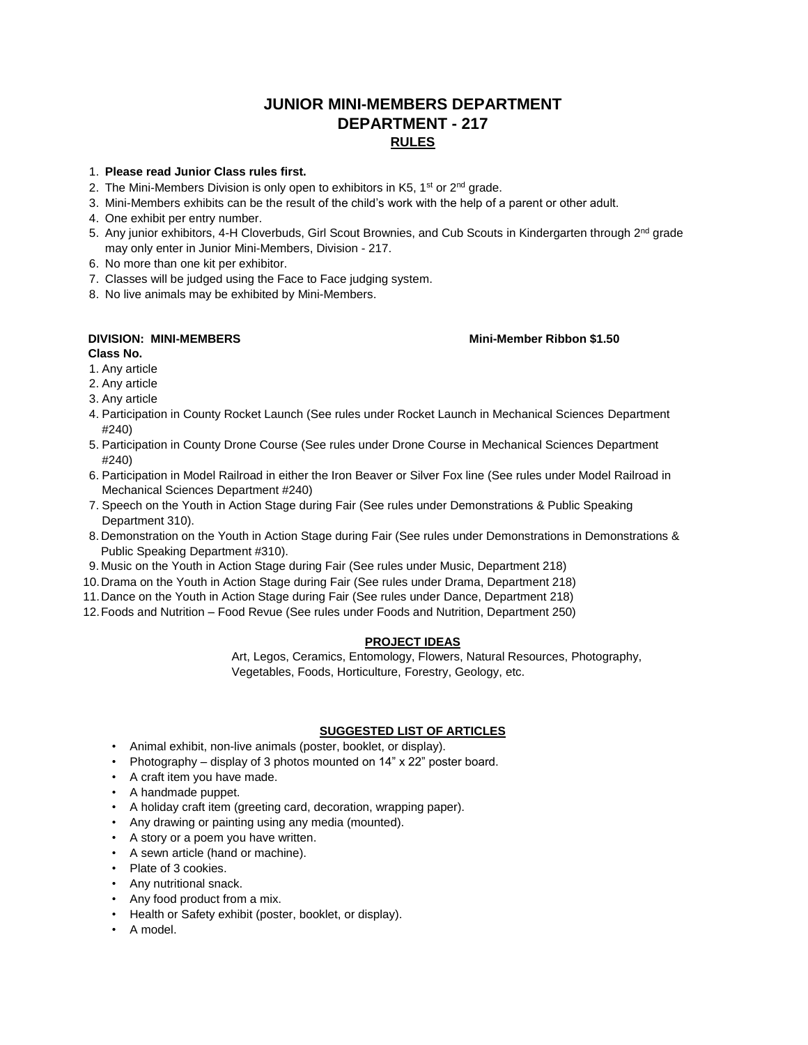# JUNIOR MINI-MEMBERS DEPARTMENT
# DEPARTMENT - 217
## RULES

1. **Please read Junior Class rules first.**
2. The Mini-Members Division is only open to exhibitors in K5, 1st or 2nd grade.
3. Mini-Members exhibits can be the result of the child's work with the help of a parent or other adult.
4. One exhibit per entry number.
5. Any junior exhibitors, 4-H Cloverbuds, Girl Scout Brownies, and Cub Scouts in Kindergarten through 2nd grade may only enter in Junior Mini-Members, Division - 217.
6. No more than one kit per exhibitor.
7. Classes will be judged using the Face to Face judging system.
8. No live animals may be exhibited by Mini-Members.

**DIVISION: MINI-MEMBERS** **Mini-Member Ribbon $1.50**

**Class No.**

1. Any article
2. Any article
3. Any article
4. Participation in County Rocket Launch (See rules under Rocket Launch in Mechanical Sciences Department #240)
5. Participation in County Drone Course (See rules under Drone Course in Mechanical Sciences Department #240)
6. Participation in Model Railroad in either the Iron Beaver or Silver Fox line (See rules under Model Railroad in Mechanical Sciences Department #240)
7. Speech on the Youth in Action Stage during Fair (See rules under Demonstrations & Public Speaking Department 310).
8. Demonstration on the Youth in Action Stage during Fair (See rules under Demonstrations in Demonstrations & Public Speaking Department #310).
9. Music on the Youth in Action Stage during Fair (See rules under Music, Department 218)
10. Drama on the Youth in Action Stage during Fair (See rules under Drama, Department 218)
11. Dance on the Youth in Action Stage during Fair (See rules under Dance, Department 218)
12. Foods and Nutrition – Food Revue (See rules under Foods and Nutrition, Department 250)

## PROJECT IDEAS

Art, Legos, Ceramics, Entomology, Flowers, Natural Resources, Photography, Vegetables, Foods, Horticulture, Forestry, Geology, etc.

## SUGGESTED LIST OF ARTICLES

- Animal exhibit, non-live animals (poster, booklet, or display).
- Photography – display of 3 photos mounted on 14" x 22" poster board.
- A craft item you have made.
- A handmade puppet.
- A holiday craft item (greeting card, decoration, wrapping paper).
- Any drawing or painting using any media (mounted).
- A story or a poem you have written.
- A sewn article (hand or machine).
- Plate of 3 cookies.
- Any nutritional snack.
- Any food product from a mix.
- Health or Safety exhibit (poster, booklet, or display).
- A model.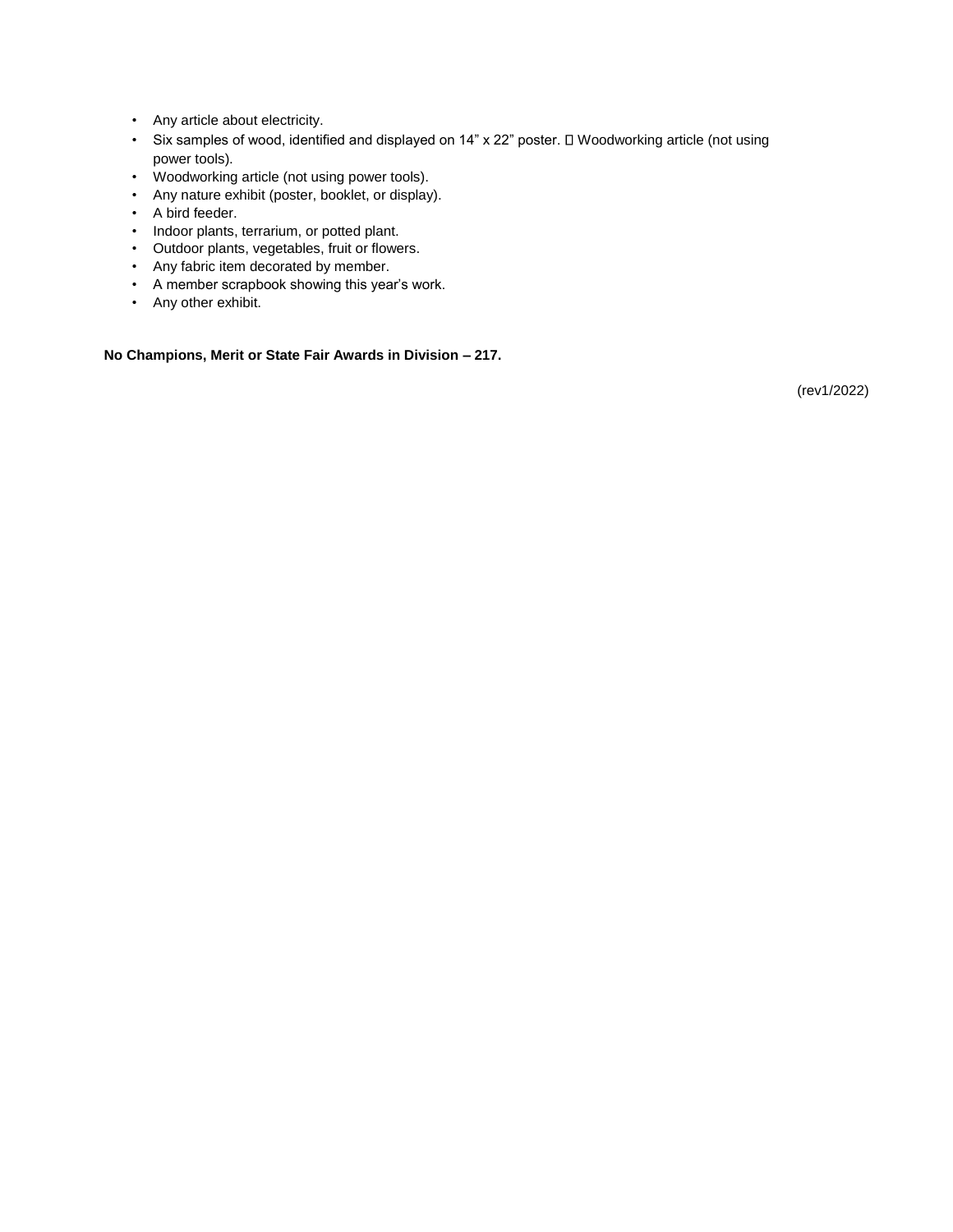- Any article about electricity.
- Six samples of wood, identified and displayed on 14" x 22" poster.  Woodworking article (not using power tools).
- Woodworking article (not using power tools).
- Any nature exhibit (poster, booklet, or display).
- A bird feeder.
- Indoor plants, terrarium, or potted plant.
- Outdoor plants, vegetables, fruit or flowers.
- Any fabric item decorated by member.
- A member scrapbook showing this year's work.
- Any other exhibit.

**No Champions, Merit or State Fair Awards in Division – 217.**

(rev1/2022)